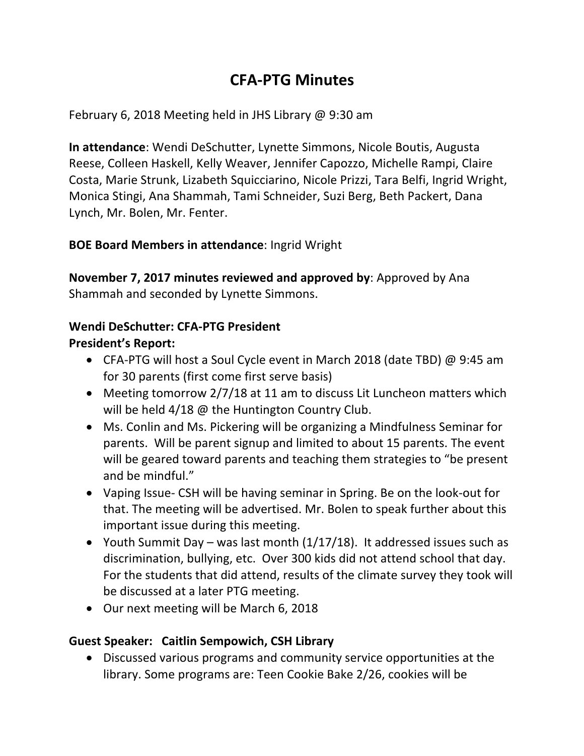# CFA-PTG Minutes

February 6, 2018 Meeting held in JHS Library @ 9:30 am

**In attendance**: Wendi DeSchutter, Lynette Simmons, Nicole Boutis, Augusta Reese, Colleen Haskell, Kelly Weaver, Jennifer Capozzo, Michelle Rampi, Claire Costa, Marie Strunk, Lizabeth Squicciarino, Nicole Prizzi, Tara Belfi, Ingrid Wright, Monica Stingi, Ana Shammah, Tami Schneider, Suzi Berg, Beth Packert, Dana Lynch, Mr. Bolen, Mr. Fenter.

**BOE Board Members in attendance**: Ingrid Wright

**November 7, 2017 minutes reviewed and approved by**: Approved by Ana Shammah and seconded by Lynette Simmons.

**Wendi DeSchutter: CFA-PTG President**
**President's Report:**

- CFA-PTG will host a Soul Cycle event in March 2018 (date TBD) @ 9:45 am for 30 parents (first come first serve basis)
- Meeting tomorrow 2/7/18 at 11 am to discuss Lit Luncheon matters which will be held 4/18 @ the Huntington Country Club.
- Ms. Conlin and Ms. Pickering will be organizing a Mindfulness Seminar for parents. Will be parent signup and limited to about 15 parents. The event will be geared toward parents and teaching them strategies to "be present and be mindful."
- Vaping Issue- CSH will be having seminar in Spring. Be on the look-out for that. The meeting will be advertised. Mr. Bolen to speak further about this important issue during this meeting.
- Youth Summit Day – was last month (1/17/18). It addressed issues such as discrimination, bullying, etc. Over 300 kids did not attend school that day. For the students that did attend, results of the climate survey they took will be discussed at a later PTG meeting.
- Our next meeting will be March 6, 2018

**Guest Speaker: Caitlin Sempowich, CSH Library**

- Discussed various programs and community service opportunities at the library. Some programs are: Teen Cookie Bake 2/26, cookies will be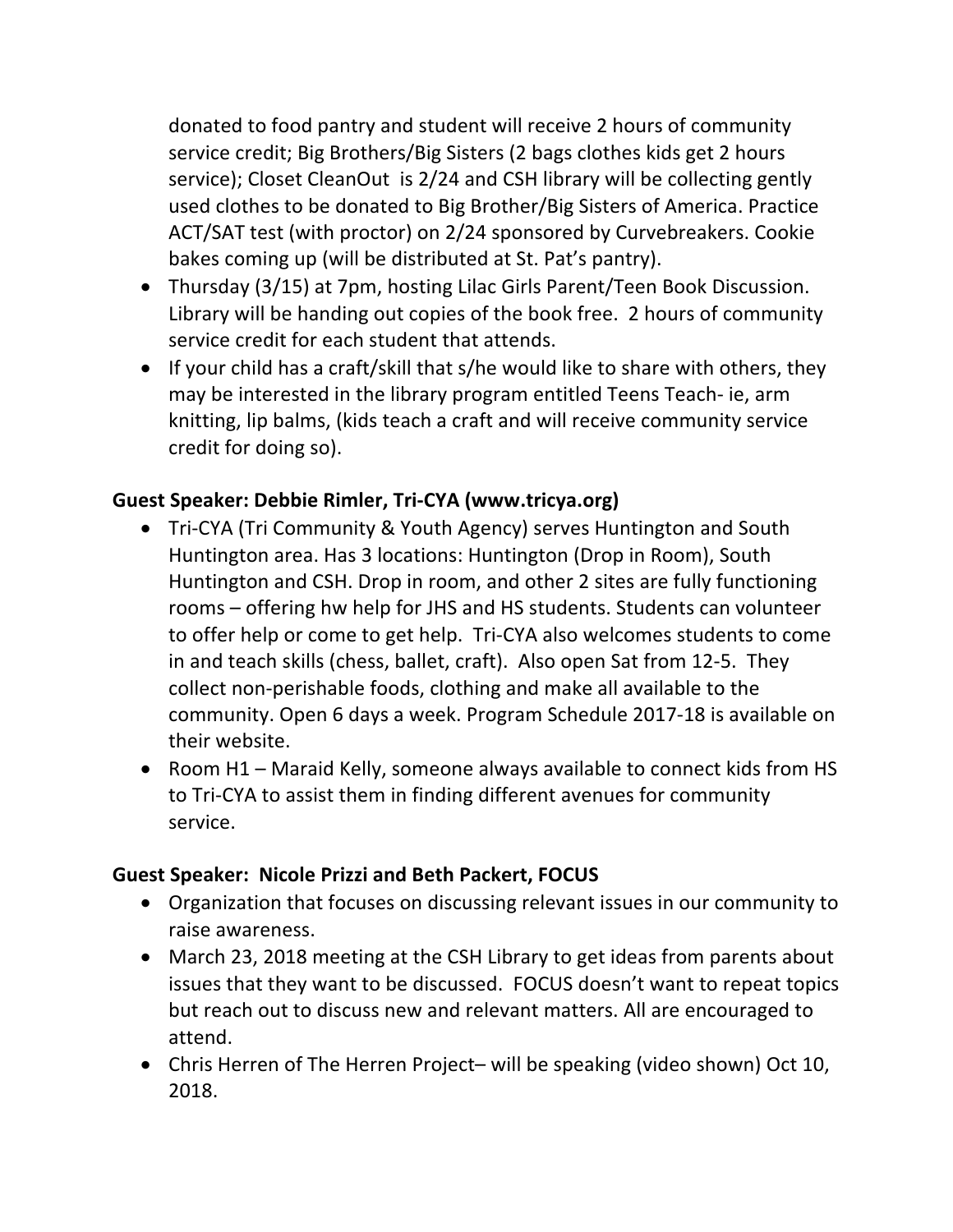donated to food pantry and student will receive 2 hours of community service credit; Big Brothers/Big Sisters (2 bags clothes kids get 2 hours service); Closet CleanOut is 2/24 and CSH library will be collecting gently used clothes to be donated to Big Brother/Big Sisters of America. Practice ACT/SAT test (with proctor) on 2/24 sponsored by Curvebreakers. Cookie bakes coming up (will be distributed at St. Pat's pantry).

- Thursday (3/15) at 7pm, hosting Lilac Girls Parent/Teen Book Discussion. Library will be handing out copies of the book free. 2 hours of community service credit for each student that attends.
- If your child has a craft/skill that s/he would like to share with others, they may be interested in the library program entitled Teens Teach- ie, arm knitting, lip balms, (kids teach a craft and will receive community service credit for doing so).

**Guest Speaker: Debbie Rimler, Tri-CYA (www.tricya.org)**

- Tri-CYA (Tri Community & Youth Agency) serves Huntington and South Huntington area. Has 3 locations: Huntington (Drop in Room), South Huntington and CSH. Drop in room, and other 2 sites are fully functioning rooms – offering hw help for JHS and HS students. Students can volunteer to offer help or come to get help. Tri-CYA also welcomes students to come in and teach skills (chess, ballet, craft). Also open Sat from 12-5. They collect non-perishable foods, clothing and make all available to the community. Open 6 days a week. Program Schedule 2017-18 is available on their website.
- Room H1 – Maraid Kelly, someone always available to connect kids from HS to Tri-CYA to assist them in finding different avenues for community service.

**Guest Speaker: Nicole Prizzi and Beth Packert, FOCUS**

- Organization that focuses on discussing relevant issues in our community to raise awareness.
- March 23, 2018 meeting at the CSH Library to get ideas from parents about issues that they want to be discussed. FOCUS doesn't want to repeat topics but reach out to discuss new and relevant matters. All are encouraged to attend.
- Chris Herren of The Herren Project– will be speaking (video shown) Oct 10, 2018.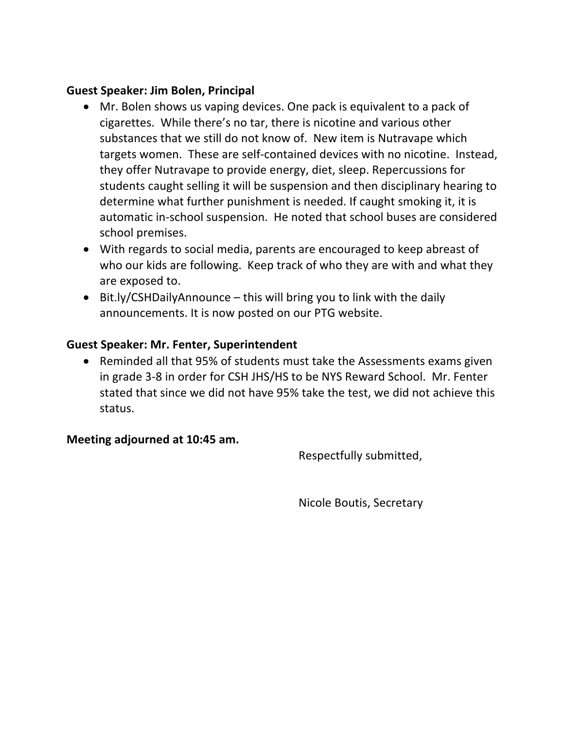**Guest Speaker: Jim Bolen, Principal**

- Mr. Bolen shows us vaping devices. One pack is equivalent to a pack of cigarettes. While there's no tar, there is nicotine and various other substances that we still do not know of. New item is Nutravape which targets women. These are self-contained devices with no nicotine. Instead, they offer Nutravape to provide energy, diet, sleep. Repercussions for students caught selling it will be suspension and then disciplinary hearing to determine what further punishment is needed. If caught smoking it, it is automatic in-school suspension. He noted that school buses are considered school premises.
- With regards to social media, parents are encouraged to keep abreast of who our kids are following. Keep track of who they are with and what they are exposed to.
- Bit.ly/CSHDailyAnnounce – this will bring you to link with the daily announcements. It is now posted on our PTG website.

**Guest Speaker: Mr. Fenter, Superintendent**

- Reminded all that 95% of students must take the Assessments exams given in grade 3-8 in order for CSH JHS/HS to be NYS Reward School. Mr. Fenter stated that since we did not have 95% take the test, we did not achieve this status.

**Meeting adjourned at 10:45 am.**

Respectfully submitted,

Nicole Boutis, Secretary